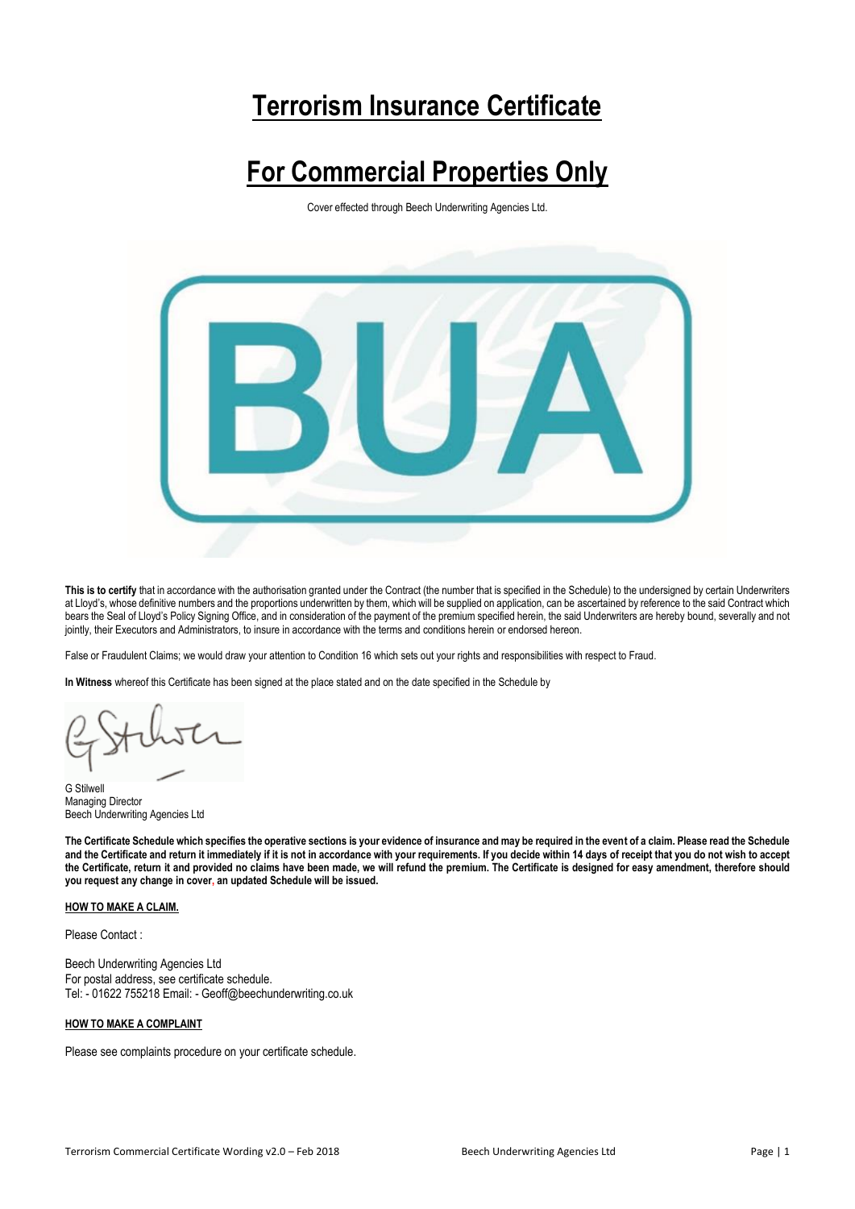# Terrorism Insurance Certificate

# For Commercial Properties Only

Cover effected through Beech Underwriting Agencies Ltd.

**This is to certify** that in accordance with the authorisation granted under the Contract (the number that is specified in the Schedule) to the undersigned by certain Underwriters at Lloyd's, whose definitive numbers and the proportions underwritten by them, which will be supplied on application, can be ascertained by reference to the said Contract which bears the Seal of Lloyd's Policy Signing Office, and in consideration of the payment of the premium specified herein, the said Underwriters are hereby bound, severally and not jointly, their Executors and Administrators, to insure in accordance with the terms and conditions herein or endorsed hereon.

False or Fraudulent Claims; we would draw your attention to Condition 16 which sets out your rights and responsibilities with respect to Fraud.

**In Witness** whereof this Certificate has been signed at the place stated and on the date specified in the Schedule by

G Stilwell
Managing Director
Beech Underwriting Agencies Ltd

**The Certificate Schedule which specifies the operative sections is your evidence of insurance and may be required in the event of a claim. Please read the Schedule and the Certificate and return it immediately if it is not in accordance with your requirements. If you decide within 14 days of receipt that you do not wish to accept the Certificate, return it and provided no claims have been made, we will refund the premium. The Certificate is designed for easy amendment, therefore should you request any change in cover, an updated Schedule will be issued.**

**HOW TO MAKE A CLAIM.**

Please Contact :

Beech Underwriting Agencies Ltd
For postal address, see certificate schedule.
Tel: - 01622 755218 Email: - Geoff@beechunderwriting.co.uk

**HOW TO MAKE A COMPLAINT**

Please see complaints procedure on your certificate schedule.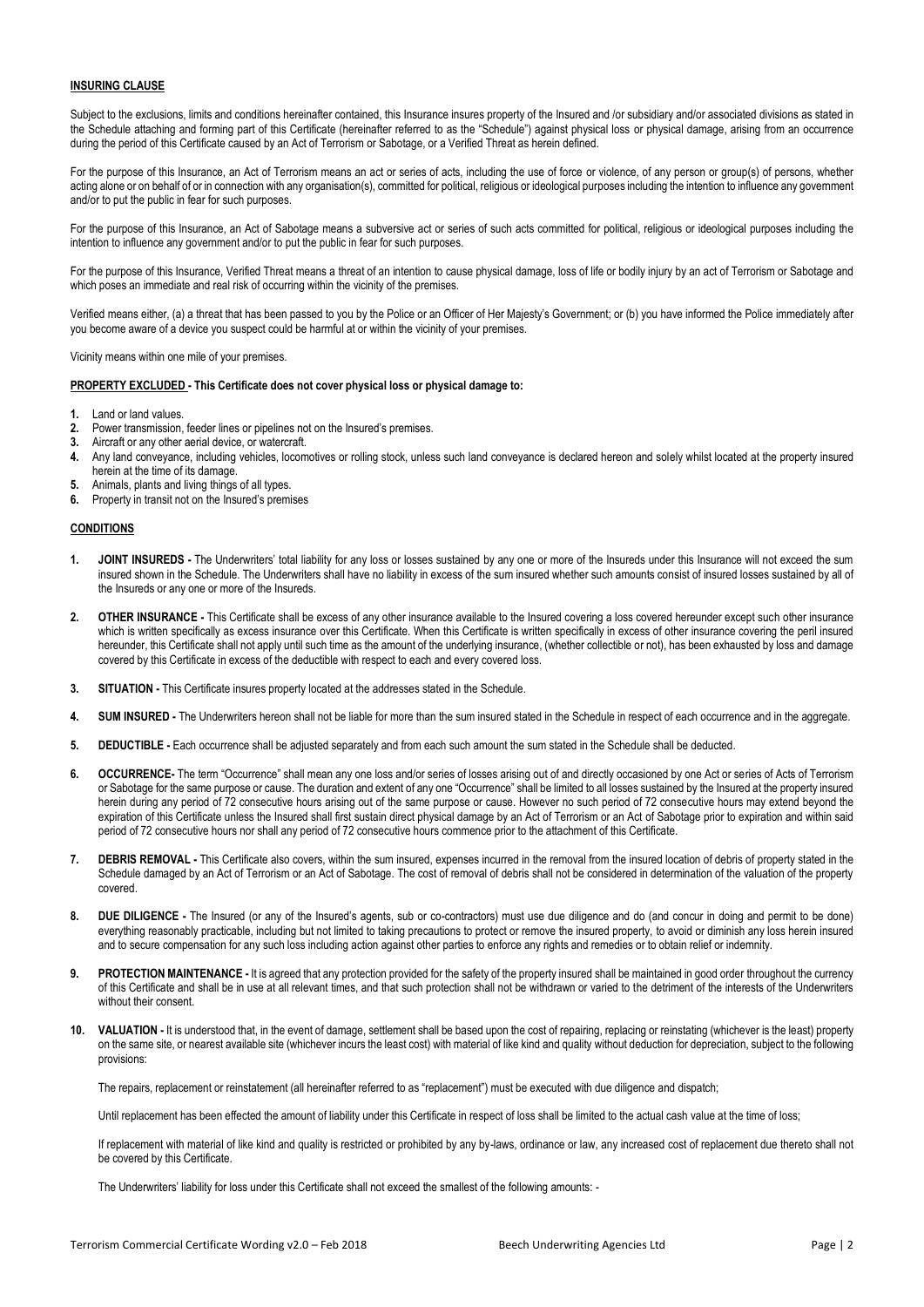**INSURING CLAUSE**

Subject to the exclusions, limits and conditions hereinafter contained, this Insurance insures property of the Insured and /or subsidiary and/or associated divisions as stated in the Schedule attaching and forming part of this Certificate (hereinafter referred to as the "Schedule") against physical loss or physical damage, arising from an occurrence during the period of this Certificate caused by an Act of Terrorism or Sabotage, or a Verified Threat as herein defined.

For the purpose of this Insurance, an Act of Terrorism means an act or series of acts, including the use of force or violence, of any person or group(s) of persons, whether acting alone or on behalf of or in connection with any organisation(s), committed for political, religious or ideological purposes including the intention to influence any government and/or to put the public in fear for such purposes.

For the purpose of this Insurance, an Act of Sabotage means a subversive act or series of such acts committed for political, religious or ideological purposes including the intention to influence any government and/or to put the public in fear for such purposes.

For the purpose of this Insurance, Verified Threat means a threat of an intention to cause physical damage, loss of life or bodily injury by an act of Terrorism or Sabotage and which poses an immediate and real risk of occurring within the vicinity of the premises.

Verified means either, (a) a threat that has been passed to you by the Police or an Officer of Her Majesty's Government; or (b) you have informed the Police immediately after you become aware of a device you suspect could be harmful at or within the vicinity of your premises.

Vicinity means within one mile of your premises.

**PROPERTY EXCLUDED - This Certificate does not cover physical loss or physical damage to:**

1. Land or land values.
2. Power transmission, feeder lines or pipelines not on the Insured's premises.
3. Aircraft or any other aerial device, or watercraft.
4. Any land conveyance, including vehicles, locomotives or rolling stock, unless such land conveyance is declared hereon and solely whilst located at the property insured herein at the time of its damage.
5. Animals, plants and living things of all types.
6. Property in transit not on the Insured's premises

**CONDITIONS**

1. **JOINT INSUREDS -** The Underwriters' total liability for any loss or losses sustained by any one or more of the Insureds under this Insurance will not exceed the sum insured shown in the Schedule. The Underwriters shall have no liability in excess of the sum insured whether such amounts consist of insured losses sustained by all of the Insureds or any one or more of the Insureds.

2. **OTHER INSURANCE -** This Certificate shall be excess of any other insurance available to the Insured covering a loss covered hereunder except such other insurance which is written specifically as excess insurance over this Certificate. When this Certificate is written specifically in excess of other insurance covering the peril insured hereunder, this Certificate shall not apply until such time as the amount of the underlying insurance, (whether collectible or not), has been exhausted by loss and damage covered by this Certificate in excess of the deductible with respect to each and every covered loss.

3. **SITUATION -** This Certificate insures property located at the addresses stated in the Schedule.

4. **SUM INSURED -** The Underwriters hereon shall not be liable for more than the sum insured stated in the Schedule in respect of each occurrence and in the aggregate.

5. **DEDUCTIBLE -** Each occurrence shall be adjusted separately and from each such amount the sum stated in the Schedule shall be deducted.

6. **OCCURRENCE-** The term "Occurrence" shall mean any one loss and/or series of losses arising out of and directly occasioned by one Act or series of Acts of Terrorism or Sabotage for the same purpose or cause. The duration and extent of any one "Occurrence" shall be limited to all losses sustained by the Insured at the property insured herein during any period of 72 consecutive hours arising out of the same purpose or cause. However no such period of 72 consecutive hours may extend beyond the expiration of this Certificate unless the Insured shall first sustain direct physical damage by an Act of Terrorism or an Act of Sabotage prior to expiration and within said period of 72 consecutive hours nor shall any period of 72 consecutive hours commence prior to the attachment of this Certificate.

7. **DEBRIS REMOVAL -** This Certificate also covers, within the sum insured, expenses incurred in the removal from the insured location of debris of property stated in the Schedule damaged by an Act of Terrorism or an Act of Sabotage. The cost of removal of debris shall not be considered in determination of the valuation of the property covered.

8. **DUE DILIGENCE -** The Insured (or any of the Insured's agents, sub or co-contractors) must use due diligence and do (and concur in doing and permit to be done) everything reasonably practicable, including but not limited to taking precautions to protect or remove the insured property, to avoid or diminish any loss herein insured and to secure compensation for any such loss including action against other parties to enforce any rights and remedies or to obtain relief or indemnity.

9. **PROTECTION MAINTENANCE -** It is agreed that any protection provided for the safety of the property insured shall be maintained in good order throughout the currency of this Certificate and shall be in use at all relevant times, and that such protection shall not be withdrawn or varied to the detriment of the interests of the Underwriters without their consent.

10. **VALUATION -** It is understood that, in the event of damage, settlement shall be based upon the cost of repairing, replacing or reinstating (whichever is the least) property on the same site, or nearest available site (whichever incurs the least cost) with material of like kind and quality without deduction for depreciation, subject to the following provisions:

    The repairs, replacement or reinstatement (all hereinafter referred to as "replacement") must be executed with due diligence and dispatch;

    Until replacement has been effected the amount of liability under this Certificate in respect of loss shall be limited to the actual cash value at the time of loss;

    If replacement with material of like kind and quality is restricted or prohibited by any by-laws, ordinance or law, any increased cost of replacement due thereto shall not be covered by this Certificate.

    The Underwriters' liability for loss under this Certificate shall not exceed the smallest of the following amounts: -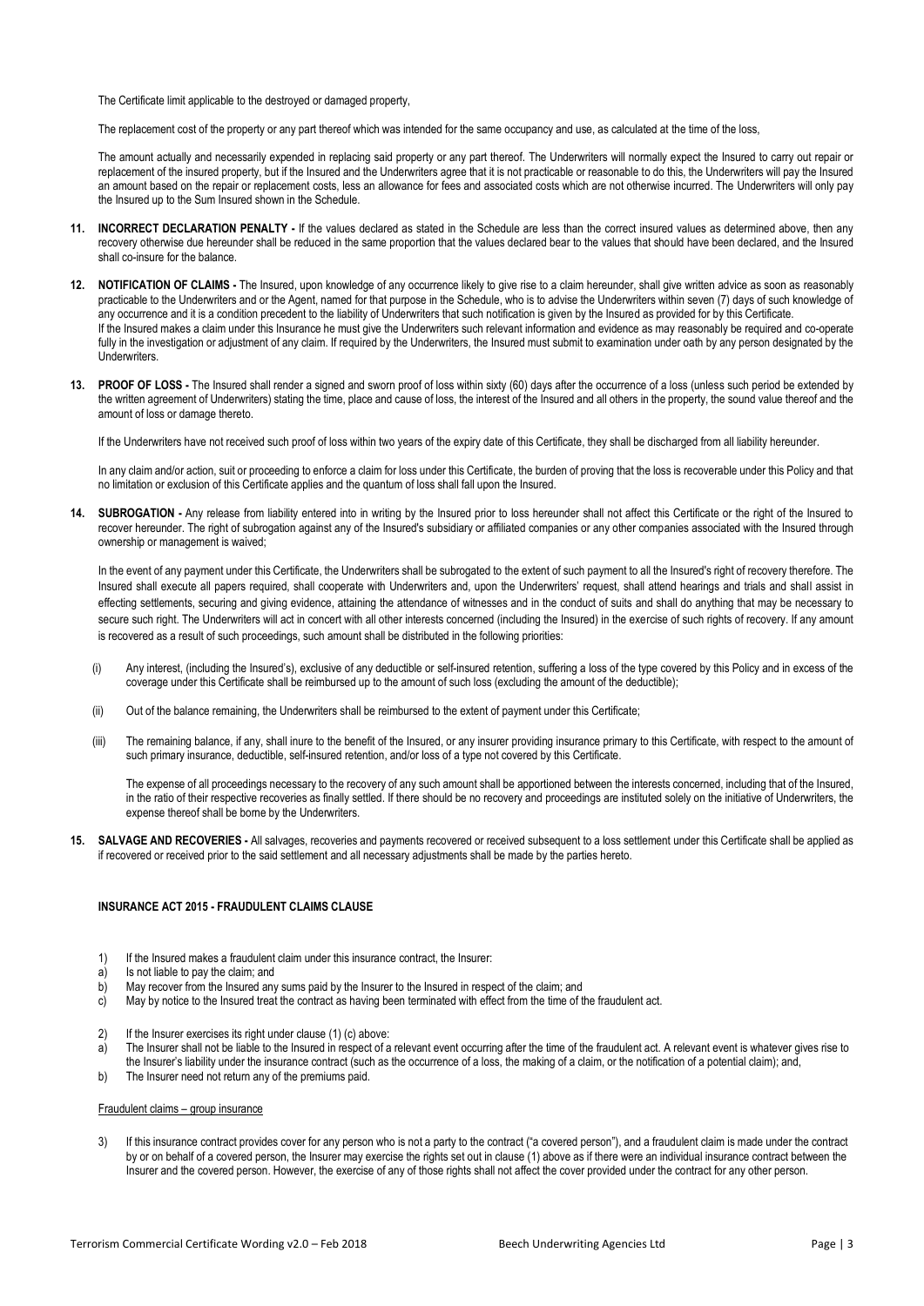The Certificate limit applicable to the destroyed or damaged property,

The replacement cost of the property or any part thereof which was intended for the same occupancy and use, as calculated at the time of the loss,

The amount actually and necessarily expended in replacing said property or any part thereof. The Underwriters will normally expect the Insured to carry out repair or replacement of the insured property, but if the Insured and the Underwriters agree that it is not practicable or reasonable to do this, the Underwriters will pay the Insured an amount based on the repair or replacement costs, less an allowance for fees and associated costs which are not otherwise incurred. The Underwriters will only pay the Insured up to the Sum Insured shown in the Schedule.

**11. INCORRECT DECLARATION PENALTY -** If the values declared as stated in the Schedule are less than the correct insured values as determined above, then any recovery otherwise due hereunder shall be reduced in the same proportion that the values declared bear to the values that should have been declared, and the Insured shall co-insure for the balance.

**12. NOTIFICATION OF CLAIMS -** The Insured, upon knowledge of any occurrence likely to give rise to a claim hereunder, shall give written advice as soon as reasonably practicable to the Underwriters and or the Agent, named for that purpose in the Schedule, who is to advise the Underwriters within seven (7) days of such knowledge of any occurrence and it is a condition precedent to the liability of Underwriters that such notification is given by the Insured as provided for by this Certificate.
If the Insured makes a claim under this Insurance he must give the Underwriters such relevant information and evidence as may reasonably be required and co-operate fully in the investigation or adjustment of any claim. If required by the Underwriters, the Insured must submit to examination under oath by any person designated by the Underwriters.

**13. PROOF OF LOSS -** The Insured shall render a signed and sworn proof of loss within sixty (60) days after the occurrence of a loss (unless such period be extended by the written agreement of Underwriters) stating the time, place and cause of loss, the interest of the Insured and all others in the property, the sound value thereof and the amount of loss or damage thereto.

If the Underwriters have not received such proof of loss within two years of the expiry date of this Certificate, they shall be discharged from all liability hereunder.

In any claim and/or action, suit or proceeding to enforce a claim for loss under this Certificate, the burden of proving that the loss is recoverable under this Policy and that no limitation or exclusion of this Certificate applies and the quantum of loss shall fall upon the Insured.

**14. SUBROGATION -** Any release from liability entered into in writing by the Insured prior to loss hereunder shall not affect this Certificate or the right of the Insured to recover hereunder. The right of subrogation against any of the Insured's subsidiary or affiliated companies or any other companies associated with the Insured through ownership or management is waived;

In the event of any payment under this Certificate, the Underwriters shall be subrogated to the extent of such payment to all the Insured's right of recovery therefore. The Insured shall execute all papers required, shall cooperate with Underwriters and, upon the Underwriters' request, shall attend hearings and trials and shall assist in effecting settlements, securing and giving evidence, attaining the attendance of witnesses and in the conduct of suits and shall do anything that may be necessary to secure such right. The Underwriters will act in concert with all other interests concerned (including the Insured) in the exercise of such rights of recovery. If any amount is recovered as a result of such proceedings, such amount shall be distributed in the following priorities:

(i) Any interest, (including the Insured's), exclusive of any deductible or self-insured retention, suffering a loss of the type covered by this Policy and in excess of the coverage under this Certificate shall be reimbursed up to the amount of such loss (excluding the amount of the deductible);

(ii) Out of the balance remaining, the Underwriters shall be reimbursed to the extent of payment under this Certificate;

(iii) The remaining balance, if any, shall inure to the benefit of the Insured, or any insurer providing insurance primary to this Certificate, with respect to the amount of such primary insurance, deductible, self-insured retention, and/or loss of a type not covered by this Certificate.

The expense of all proceedings necessary to the recovery of any such amount shall be apportioned between the interests concerned, including that of the Insured, in the ratio of their respective recoveries as finally settled. If there should be no recovery and proceedings are instituted solely on the initiative of Underwriters, the expense thereof shall be borne by the Underwriters.

**15. SALVAGE AND RECOVERIES -** All salvages, recoveries and payments recovered or received subsequent to a loss settlement under this Certificate shall be applied as if recovered or received prior to the said settlement and all necessary adjustments shall be made by the parties hereto.

## INSURANCE ACT 2015 - FRAUDULENT CLAIMS CLAUSE

1) If the Insured makes a fraudulent claim under this insurance contract, the Insurer:
a) Is not liable to pay the claim; and
b) May recover from the Insured any sums paid by the Insurer to the Insured in respect of the claim; and
c) May by notice to the Insured treat the contract as having been terminated with effect from the time of the fraudulent act.

2) If the Insurer exercises its right under clause (1) (c) above:
a) The Insurer shall not be liable to the Insured in respect of a relevant event occurring after the time of the fraudulent act. A relevant event is whatever gives rise to the Insurer's liability under the insurance contract (such as the occurrence of a loss, the making of a claim, or the notification of a potential claim); and,
b) The Insurer need not return any of the premiums paid.

Fraudulent claims – group insurance

3) If this insurance contract provides cover for any person who is not a party to the contract ("a covered person"), and a fraudulent claim is made under the contract by or on behalf of a covered person, the Insurer may exercise the rights set out in clause (1) above as if there were an individual insurance contract between the Insurer and the covered person. However, the exercise of any of those rights shall not affect the cover provided under the contract for any other person.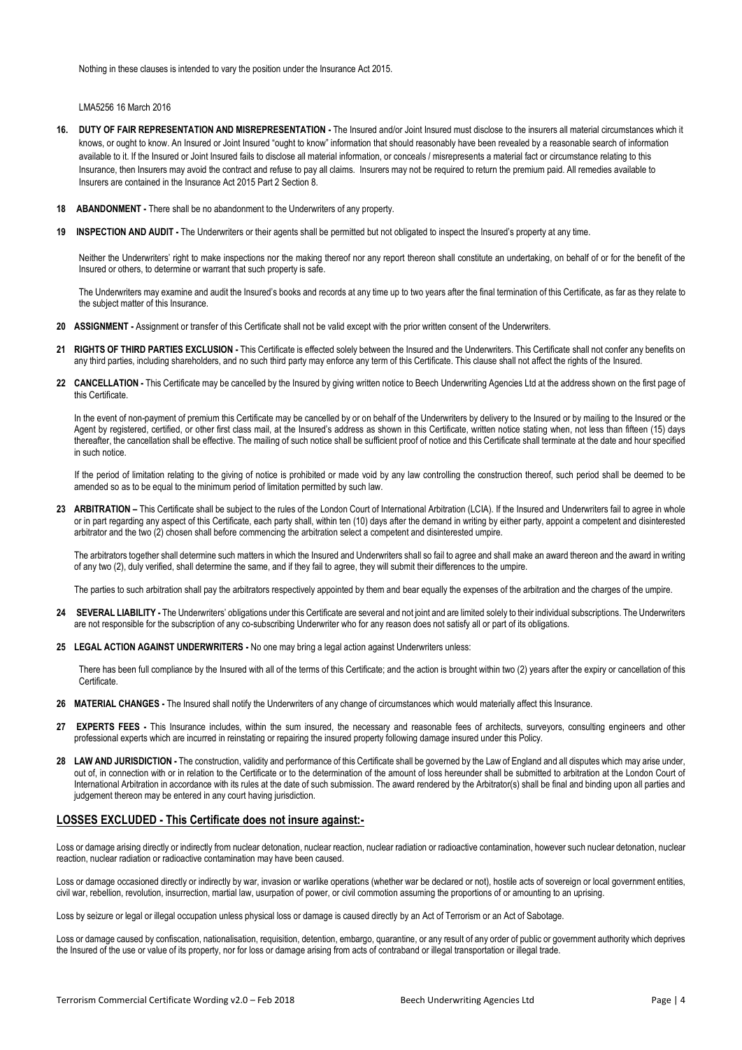Nothing in these clauses is intended to vary the position under the Insurance Act 2015.

LMA5256 16 March 2016

**16. DUTY OF FAIR REPRESENTATION AND MISREPRESENTATION -** The Insured and/or Joint Insured must disclose to the insurers all material circumstances which it knows, or ought to know. An Insured or Joint Insured "ought to know" information that should reasonably have been revealed by a reasonable search of information available to it. If the Insured or Joint Insured fails to disclose all material information, or conceals / misrepresents a material fact or circumstance relating to this Insurance, then Insurers may avoid the contract and refuse to pay all claims. Insurers may not be required to return the premium paid. All remedies available to Insurers are contained in the Insurance Act 2015 Part 2 Section 8.

**18 ABANDONMENT -** There shall be no abandonment to the Underwriters of any property.

**19 INSPECTION AND AUDIT -** The Underwriters or their agents shall be permitted but not obligated to inspect the Insured's property at any time.

Neither the Underwriters' right to make inspections nor the making thereof nor any report thereon shall constitute an undertaking, on behalf of or for the benefit of the Insured or others, to determine or warrant that such property is safe.

The Underwriters may examine and audit the Insured's books and records at any time up to two years after the final termination of this Certificate, as far as they relate to the subject matter of this Insurance.

**20 ASSIGNMENT -** Assignment or transfer of this Certificate shall not be valid except with the prior written consent of the Underwriters.

**21 RIGHTS OF THIRD PARTIES EXCLUSION -** This Certificate is effected solely between the Insured and the Underwriters. This Certificate shall not confer any benefits on any third parties, including shareholders, and no such third party may enforce any term of this Certificate. This clause shall not affect the rights of the Insured.

**22 CANCELLATION -** This Certificate may be cancelled by the Insured by giving written notice to Beech Underwriting Agencies Ltd at the address shown on the first page of this Certificate.

In the event of non-payment of premium this Certificate may be cancelled by or on behalf of the Underwriters by delivery to the Insured or by mailing to the Insured or the Agent by registered, certified, or other first class mail, at the Insured's address as shown in this Certificate, written notice stating when, not less than fifteen (15) days thereafter, the cancellation shall be effective. The mailing of such notice shall be sufficient proof of notice and this Certificate shall terminate at the date and hour specified in such notice.

If the period of limitation relating to the giving of notice is prohibited or made void by any law controlling the construction thereof, such period shall be deemed to be amended so as to be equal to the minimum period of limitation permitted by such law.

**23 ARBITRATION –** This Certificate shall be subject to the rules of the London Court of International Arbitration (LCIA). If the Insured and Underwriters fail to agree in whole or in part regarding any aspect of this Certificate, each party shall, within ten (10) days after the demand in writing by either party, appoint a competent and disinterested arbitrator and the two (2) chosen shall before commencing the arbitration select a competent and disinterested umpire.

The arbitrators together shall determine such matters in which the Insured and Underwriters shall so fail to agree and shall make an award thereon and the award in writing of any two (2), duly verified, shall determine the same, and if they fail to agree, they will submit their differences to the umpire.

The parties to such arbitration shall pay the arbitrators respectively appointed by them and bear equally the expenses of the arbitration and the charges of the umpire.

**24 SEVERAL LIABILITY -** The Underwriters' obligations under this Certificate are several and not joint and are limited solely to their individual subscriptions. The Underwriters are not responsible for the subscription of any co-subscribing Underwriter who for any reason does not satisfy all or part of its obligations.

**25 LEGAL ACTION AGAINST UNDERWRITERS -** No one may bring a legal action against Underwriters unless:

There has been full compliance by the Insured with all of the terms of this Certificate; and the action is brought within two (2) years after the expiry or cancellation of this Certificate.

**26 MATERIAL CHANGES -** The Insured shall notify the Underwriters of any change of circumstances which would materially affect this Insurance.

**27 EXPERTS FEES -** This Insurance includes, within the sum insured, the necessary and reasonable fees of architects, surveyors, consulting engineers and other professional experts which are incurred in reinstating or repairing the insured property following damage insured under this Policy.

**28 LAW AND JURISDICTION -** The construction, validity and performance of this Certificate shall be governed by the Law of England and all disputes which may arise under, out of, in connection with or in relation to the Certificate or to the determination of the amount of loss hereunder shall be submitted to arbitration at the London Court of International Arbitration in accordance with its rules at the date of such submission. The award rendered by the Arbitrator(s) shall be final and binding upon all parties and judgement thereon may be entered in any court having jurisdiction.

## LOSSES EXCLUDED - This Certificate does not insure against:-

Loss or damage arising directly or indirectly from nuclear detonation, nuclear reaction, nuclear radiation or radioactive contamination, however such nuclear detonation, nuclear reaction, nuclear radiation or radioactive contamination may have been caused.

Loss or damage occasioned directly or indirectly by war, invasion or warlike operations (whether war be declared or not), hostile acts of sovereign or local government entities, civil war, rebellion, revolution, insurrection, martial law, usurpation of power, or civil commotion assuming the proportions of or amounting to an uprising.

Loss by seizure or legal or illegal occupation unless physical loss or damage is caused directly by an Act of Terrorism or an Act of Sabotage.

Loss or damage caused by confiscation, nationalisation, requisition, detention, embargo, quarantine, or any result of any order of public or government authority which deprives the Insured of the use or value of its property, nor for loss or damage arising from acts of contraband or illegal transportation or illegal trade.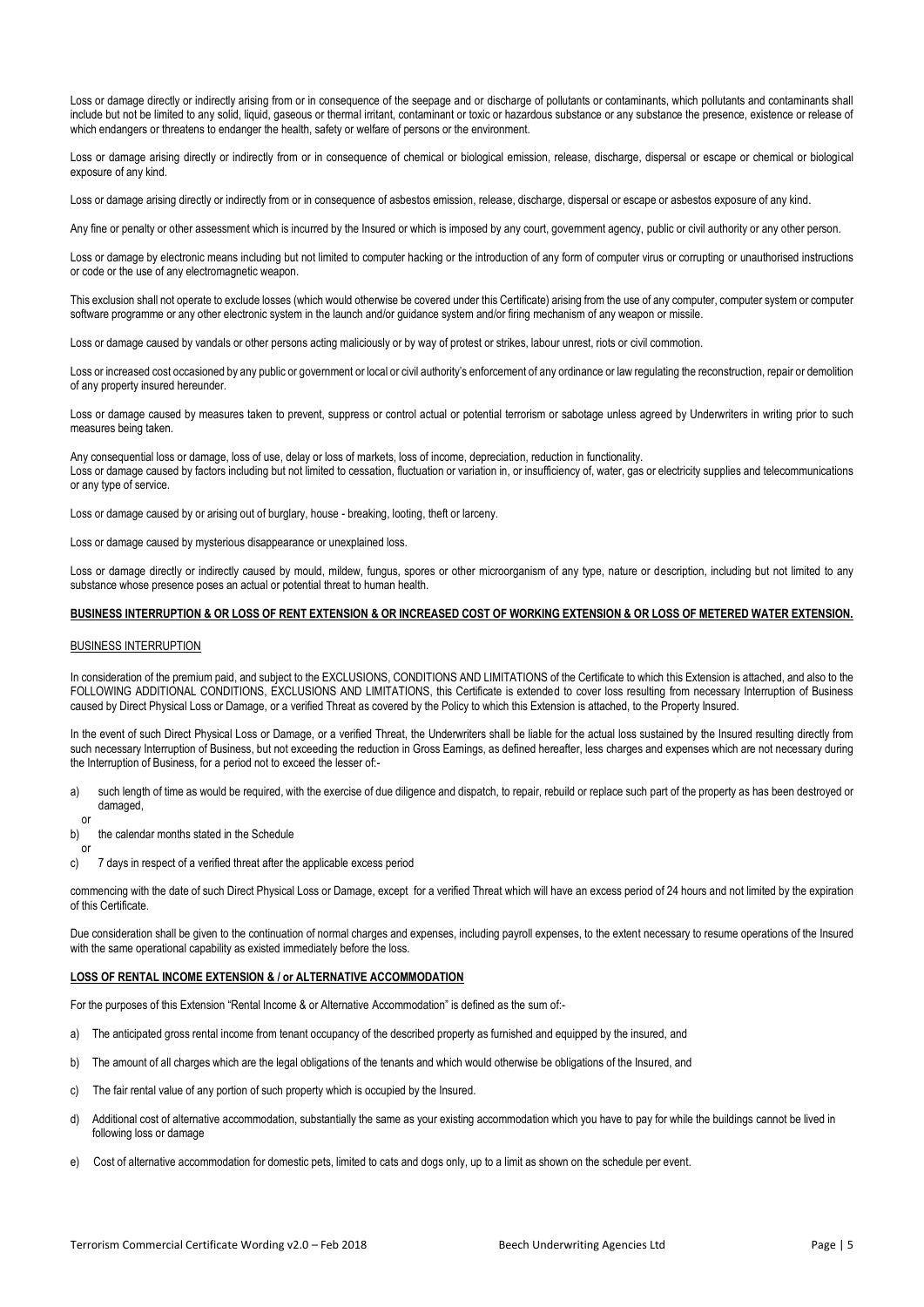Loss or damage directly or indirectly arising from or in consequence of the seepage and or discharge of pollutants or contaminants, which pollutants and contaminants shall include but not be limited to any solid, liquid, gaseous or thermal irritant, contaminant or toxic or hazardous substance or any substance the presence, existence or release of which endangers or threatens to endanger the health, safety or welfare of persons or the environment.

Loss or damage arising directly or indirectly from or in consequence of chemical or biological emission, release, discharge, dispersal or escape or chemical or biological exposure of any kind.

Loss or damage arising directly or indirectly from or in consequence of asbestos emission, release, discharge, dispersal or escape or asbestos exposure of any kind.

Any fine or penalty or other assessment which is incurred by the Insured or which is imposed by any court, government agency, public or civil authority or any other person.

Loss or damage by electronic means including but not limited to computer hacking or the introduction of any form of computer virus or corrupting or unauthorised instructions or code or the use of any electromagnetic weapon.

This exclusion shall not operate to exclude losses (which would otherwise be covered under this Certificate) arising from the use of any computer, computer system or computer software programme or any other electronic system in the launch and/or guidance system and/or firing mechanism of any weapon or missile.

Loss or damage caused by vandals or other persons acting maliciously or by way of protest or strikes, labour unrest, riots or civil commotion.

Loss or increased cost occasioned by any public or government or local or civil authority's enforcement of any ordinance or law regulating the reconstruction, repair or demolition of any property insured hereunder.

Loss or damage caused by measures taken to prevent, suppress or control actual or potential terrorism or sabotage unless agreed by Underwriters in writing prior to such measures being taken.

Any consequential loss or damage, loss of use, delay or loss of markets, loss of income, depreciation, reduction in functionality.
Loss or damage caused by factors including but not limited to cessation, fluctuation or variation in, or insufficiency of, water, gas or electricity supplies and telecommunications or any type of service.

Loss or damage caused by or arising out of burglary, house - breaking, looting, theft or larceny.

Loss or damage caused by mysterious disappearance or unexplained loss.

Loss or damage directly or indirectly caused by mould, mildew, fungus, spores or other microorganism of any type, nature or description, including but not limited to any substance whose presence poses an actual or potential threat to human health.

## BUSINESS INTERRUPTION & OR LOSS OF RENT EXTENSION & OR INCREASED COST OF WORKING EXTENSION & OR LOSS OF METERED WATER EXTENSION.

### BUSINESS INTERRUPTION

In consideration of the premium paid, and subject to the EXCLUSIONS, CONDITIONS AND LIMITATIONS of the Certificate to which this Extension is attached, and also to the FOLLOWING ADDITIONAL CONDITIONS, EXCLUSIONS AND LIMITATIONS, this Certificate is extended to cover loss resulting from necessary Interruption of Business caused by Direct Physical Loss or Damage, or a verified Threat as covered by the Policy to which this Extension is attached, to the Property Insured.

In the event of such Direct Physical Loss or Damage, or a verified Threat, the Underwriters shall be liable for the actual loss sustained by the Insured resulting directly from such necessary Interruption of Business, but not exceeding the reduction in Gross Earnings, as defined hereafter, less charges and expenses which are not necessary during the Interruption of Business, for a period not to exceed the lesser of:-

a) such length of time as would be required, with the exercise of due diligence and dispatch, to repair, rebuild or replace such part of the property as has been destroyed or damaged,

   or

b) the calendar months stated in the Schedule

   or

c) 7 days in respect of a verified threat after the applicable excess period

commencing with the date of such Direct Physical Loss or Damage, except for a verified Threat which will have an excess period of 24 hours and not limited by the expiration of this Certificate.

Due consideration shall be given to the continuation of normal charges and expenses, including payroll expenses, to the extent necessary to resume operations of the Insured with the same operational capability as existed immediately before the loss.

### LOSS OF RENTAL INCOME EXTENSION & / or ALTERNATIVE ACCOMMODATION

For the purposes of this Extension "Rental Income & or Alternative Accommodation" is defined as the sum of:-

a) The anticipated gross rental income from tenant occupancy of the described property as furnished and equipped by the insured, and

b) The amount of all charges which are the legal obligations of the tenants and which would otherwise be obligations of the Insured, and

c) The fair rental value of any portion of such property which is occupied by the Insured.

d) Additional cost of alternative accommodation, substantially the same as your existing accommodation which you have to pay for while the buildings cannot be lived in following loss or damage

e) Cost of alternative accommodation for domestic pets, limited to cats and dogs only, up to a limit as shown on the schedule per event.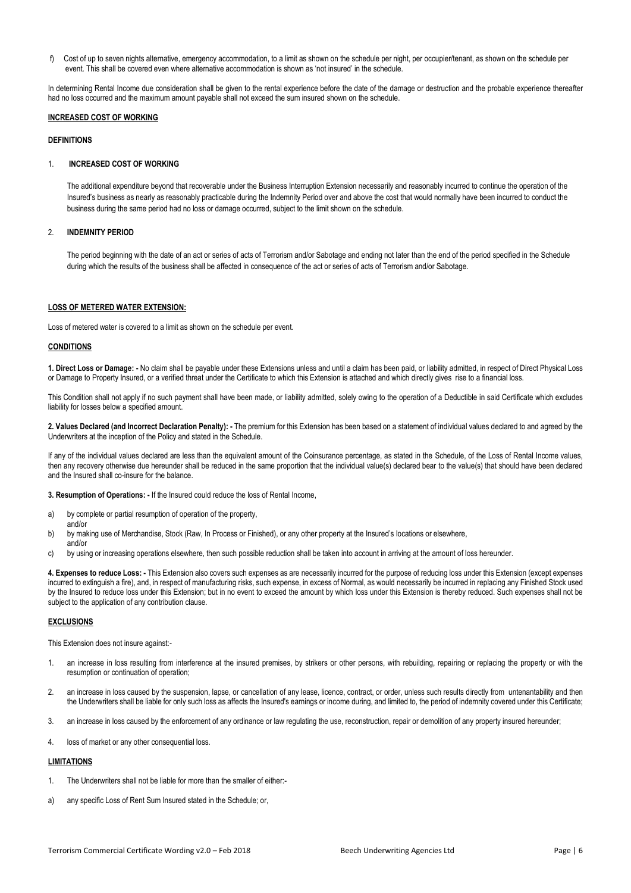f) Cost of up to seven nights alternative, emergency accommodation, to a limit as shown on the schedule per night, per occupier/tenant, as shown on the schedule per event. This shall be covered even where alternative accommodation is shown as 'not insured' in the schedule.

In determining Rental Income due consideration shall be given to the rental experience before the date of the damage or destruction and the probable experience thereafter had no loss occurred and the maximum amount payable shall not exceed the sum insured shown on the schedule.

**INCREASED COST OF WORKING**

**DEFINITIONS**

1. **INCREASED COST OF WORKING**

   The additional expenditure beyond that recoverable under the Business Interruption Extension necessarily and reasonably incurred to continue the operation of the Insured's business as nearly as reasonably practicable during the Indemnity Period over and above the cost that would normally have been incurred to conduct the business during the same period had no loss or damage occurred, subject to the limit shown on the schedule.

2. **INDEMNITY PERIOD**

   The period beginning with the date of an act or series of acts of Terrorism and/or Sabotage and ending not later than the end of the period specified in the Schedule during which the results of the business shall be affected in consequence of the act or series of acts of Terrorism and/or Sabotage.

**LOSS OF METERED WATER EXTENSION:**

Loss of metered water is covered to a limit as shown on the schedule per event.

**CONDITIONS**

**1. Direct Loss or Damage: -** No claim shall be payable under these Extensions unless and until a claim has been paid, or liability admitted, in respect of Direct Physical Loss or Damage to Property Insured, or a verified threat under the Certificate to which this Extension is attached and which directly gives rise to a financial loss.

This Condition shall not apply if no such payment shall have been made, or liability admitted, solely owing to the operation of a Deductible in said Certificate which excludes liability for losses below a specified amount.

**2. Values Declared (and Incorrect Declaration Penalty): -** The premium for this Extension has been based on a statement of individual values declared to and agreed by the Underwriters at the inception of the Policy and stated in the Schedule.

If any of the individual values declared are less than the equivalent amount of the Coinsurance percentage, as stated in the Schedule, of the Loss of Rental Income values, then any recovery otherwise due hereunder shall be reduced in the same proportion that the individual value(s) declared bear to the value(s) that should have been declared and the Insured shall co-insure for the balance.

**3. Resumption of Operations: -** If the Insured could reduce the loss of Rental Income,

a) by complete or partial resumption of operation of the property,
   and/or
b) by making use of Merchandise, Stock (Raw, In Process or Finished), or any other property at the Insured's locations or elsewhere,
   and/or
c) by using or increasing operations elsewhere, then such possible reduction shall be taken into account in arriving at the amount of loss hereunder.

**4. Expenses to reduce Loss: -** This Extension also covers such expenses as are necessarily incurred for the purpose of reducing loss under this Extension (except expenses incurred to extinguish a fire), and, in respect of manufacturing risks, such expense, in excess of Normal, as would necessarily be incurred in replacing any Finished Stock used by the Insured to reduce loss under this Extension; but in no event to exceed the amount by which loss under this Extension is thereby reduced. Such expenses shall not be subject to the application of any contribution clause.

**EXCLUSIONS**

This Extension does not insure against:-

1. an increase in loss resulting from interference at the insured premises, by strikers or other persons, with rebuilding, repairing or replacing the property or with the resumption or continuation of operation;

2. an increase in loss caused by the suspension, lapse, or cancellation of any lease, licence, contract, or order, unless such results directly from untenantability and then the Underwriters shall be liable for only such loss as affects the Insured's earnings or income during, and limited to, the period of indemnity covered under this Certificate;

3. an increase in loss caused by the enforcement of any ordinance or law regulating the use, reconstruction, repair or demolition of any property insured hereunder;

4. loss of market or any other consequential loss.

**LIMITATIONS**

1. The Underwriters shall not be liable for more than the smaller of either:-

a) any specific Loss of Rent Sum Insured stated in the Schedule; or,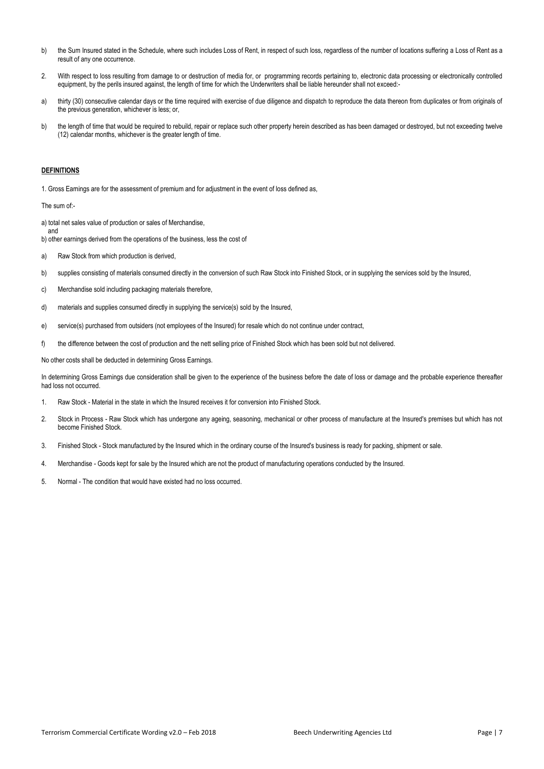b) the Sum Insured stated in the Schedule, where such includes Loss of Rent, in respect of such loss, regardless of the number of locations suffering a Loss of Rent as a result of any one occurrence.

2. With respect to loss resulting from damage to or destruction of media for, or programming records pertaining to, electronic data processing or electronically controlled equipment, by the perils insured against, the length of time for which the Underwriters shall be liable hereunder shall not exceed:-

a) thirty (30) consecutive calendar days or the time required with exercise of due diligence and dispatch to reproduce the data thereon from duplicates or from originals of the previous generation, whichever is less; or,

b) the length of time that would be required to rebuild, repair or replace such other property herein described as has been damaged or destroyed, but not exceeding twelve (12) calendar months, whichever is the greater length of time.

**DEFINITIONS**

1. Gross Earnings are for the assessment of premium and for adjustment in the event of loss defined as,

The sum of:-

a) total net sales value of production or sales of Merchandise,
and
b) other earnings derived from the operations of the business, less the cost of

a) Raw Stock from which production is derived,

b) supplies consisting of materials consumed directly in the conversion of such Raw Stock into Finished Stock, or in supplying the services sold by the Insured,

c) Merchandise sold including packaging materials therefore,

d) materials and supplies consumed directly in supplying the service(s) sold by the Insured,

e) service(s) purchased from outsiders (not employees of the Insured) for resale which do not continue under contract,

f) the difference between the cost of production and the nett selling price of Finished Stock which has been sold but not delivered.

No other costs shall be deducted in determining Gross Earnings.

In determining Gross Earnings due consideration shall be given to the experience of the business before the date of loss or damage and the probable experience thereafter had loss not occurred.

1. Raw Stock - Material in the state in which the Insured receives it for conversion into Finished Stock.

2. Stock in Process - Raw Stock which has undergone any ageing, seasoning, mechanical or other process of manufacture at the Insured's premises but which has not become Finished Stock.

3. Finished Stock - Stock manufactured by the Insured which in the ordinary course of the Insured's business is ready for packing, shipment or sale.

4. Merchandise - Goods kept for sale by the Insured which are not the product of manufacturing operations conducted by the Insured.

5. Normal - The condition that would have existed had no loss occurred.